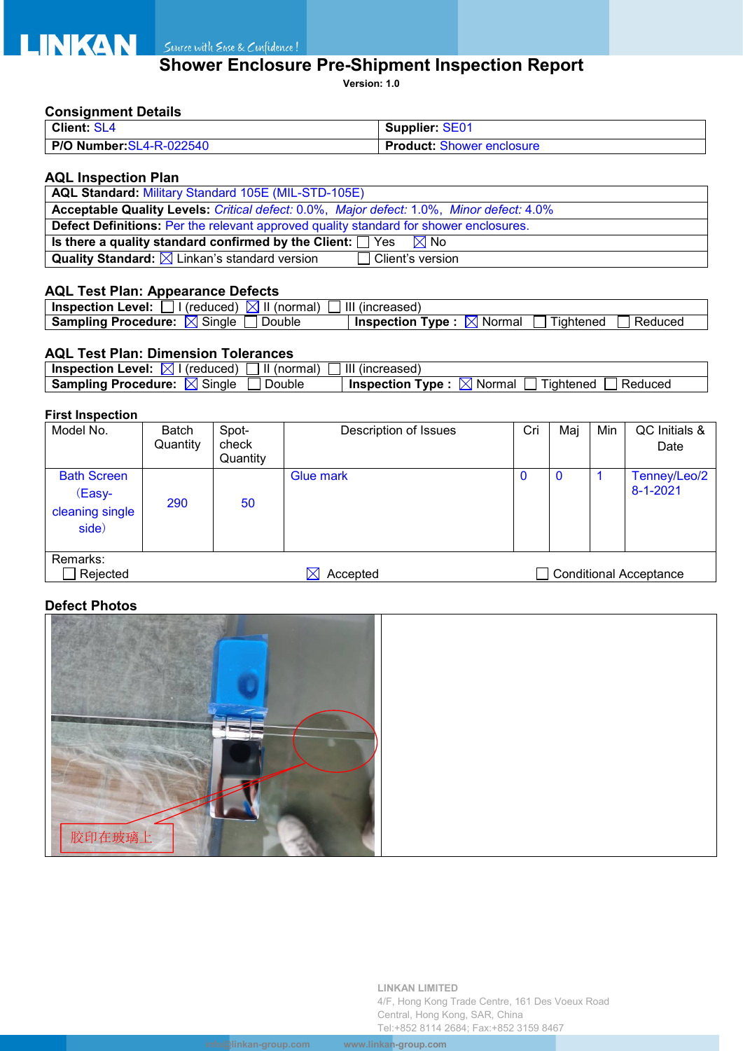# Shower Enclosure Pre-Shipment Inspection Report

**Version: 1.0**

## Consignment Details

| **Client:** SL4 | **Supplier:** SE01 |
|---|---|
| **P/O Number:** SL4-R-022540 | **Product:** Shower enclosure |

## AQL Inspection Plan

| |
|---|
| **AQL Standard:** Military Standard 105E (MIL-STD-105E) |
| **Acceptable Quality Levels:** *Critical defect:* 0.0%, *Major defect:* 1.0%, *Minor defect:* 4.0% |
| **Defect Definitions:** Per the relevant approved quality standard for shower enclosures. |
| **Is there a quality standard confirmed by the Client:** ☐ Yes ☒ No |
| **Quality Standard:** ☒ Linkan's standard version ☐ Client's version |

## AQL Test Plan: Appearance Defects

| **Inspection Level:** ☐ I (reduced) ☒ II (normal) ☐ III (increased) | |
|---|---|
| **Sampling Procedure:** ☒ Single ☐ Double | **Inspection Type :** ☒ Normal ☐ Tightened ☐ Reduced |

## AQL Test Plan: Dimension Tolerances

| **Inspection Level:** ☒ I (reduced) ☐ II (normal) ☐ III (increased) | |
|---|---|
| **Sampling Procedure:** ☒ Single ☐ Double | **Inspection Type :** ☒ Normal ☐ Tightened ☐ Reduced |

## First Inspection

| Model No. | Batch Quantity | Spot-check Quantity | Description of Issues | Cri | Maj | Min | QC Initials & Date |
|---|---|---|---|---|---|---|---|
| Bath Screen （Easy-cleaning single side） | 290 | 50 | Glue mark | 0 | 0 | 1 | Tenney/Leo/2 8-1-2021 |

Remarks:

☐ Rejected ☒ Accepted ☐ Conditional Acceptance

## Defect Photos

胶印在玻璃上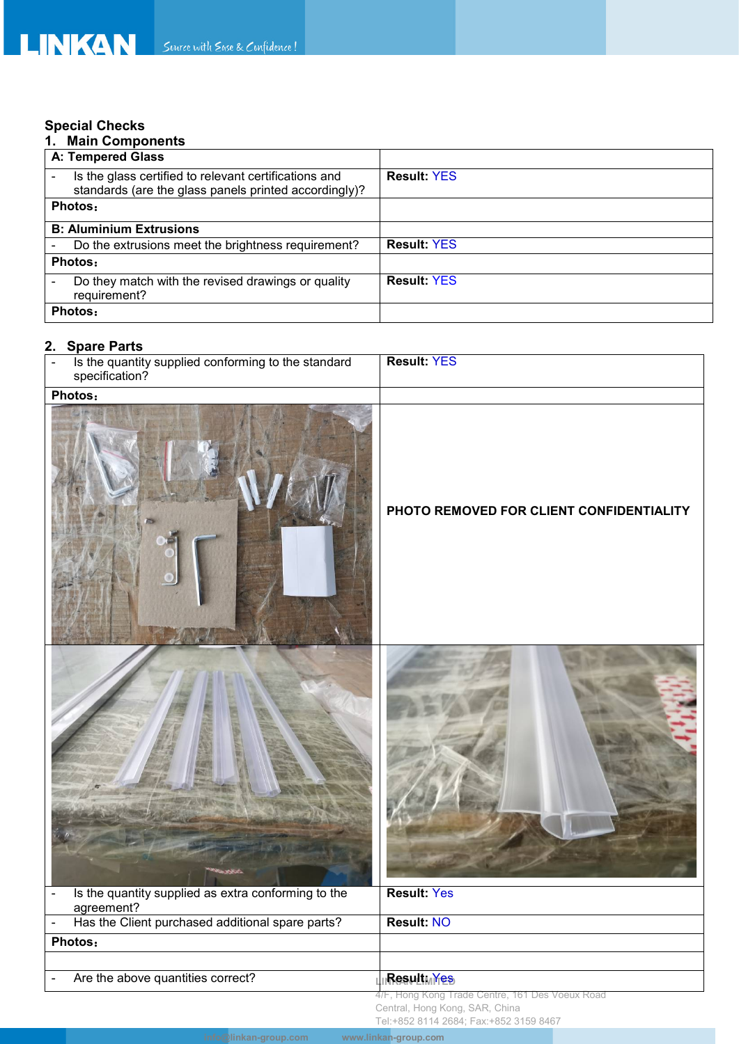## Special Checks

### 1. Main Components

| A: Tempered Glass | |
|---|---|
| - Is the glass certified to relevant certifications and standards (are the glass panels printed accordingly)? | **Result:** YES |
| **Photos:** | |
| **B: Aluminium Extrusions** | |
| - Do the extrusions meet the brightness requirement? | **Result:** YES |
| **Photos:** | |
| - Do they match with the revised drawings or quality requirement? | **Result:** YES |
| **Photos:** | |

### 2. Spare Parts

| | |
|---|---|
| - Is the quantity supplied conforming to the standard specification? | **Result:** YES |
| **Photos:** | |
| | PHOTO REMOVED FOR CLIENT CONFIDENTIALITY |
| | |
| - Is the quantity supplied as extra conforming to the agreement? | **Result:** Yes |
| - Has the Client purchased additional spare parts? | **Result:** NO |
| **Photos:** | |
| | |
| - Are the above quantities correct? | **Result:** Yes |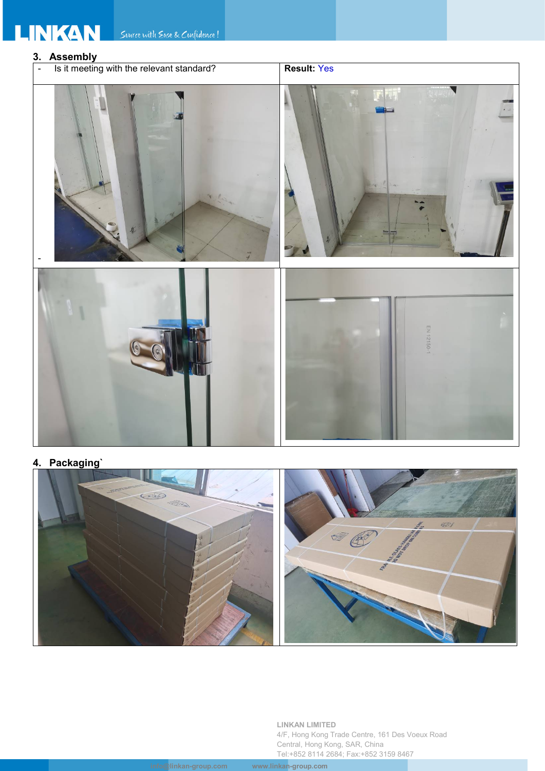## 3. Assembly

| - Is it meeting with the relevant standard? | **Result:** Yes |
|---|---|
| - | |

## 4. Packaging`

**LINKAN LIMITED**
4/F, Hong Kong Trade Centre, 161 Des Voeux Road Central, Hong Kong, SAR, China
Tel:+852 8114 2684; Fax:+852 3159 8467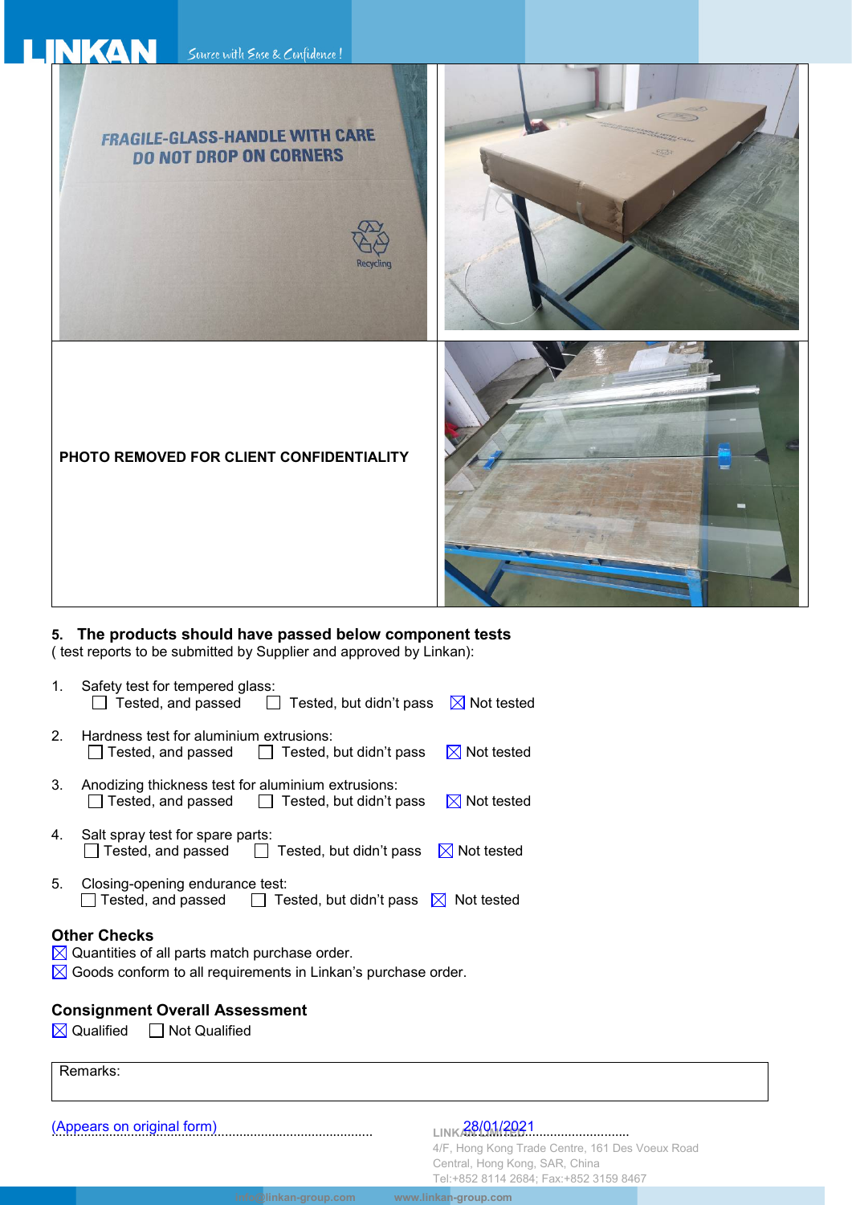| | |
|---|---|
| FRAGILE-GLASS-HANDLE WITH CARE<br>DO NOT DROP ON CORNERS<br>Recycling | |
| PHOTO REMOVED FOR CLIENT CONFIDENTIALITY | |

## 5. The products should have passed below component tests

( test reports to be submitted by Supplier and approved by Linkan):

1. Safety test for tempered glass:
   ☐ Tested, and passed ☐ Tested, but didn't pass ☒ Not tested

2. Hardness test for aluminium extrusions:
   ☐ Tested, and passed ☐ Tested, but didn't pass ☒ Not tested

3. Anodizing thickness test for aluminium extrusions:
   ☐ Tested, and passed ☐ Tested, but didn't pass ☒ Not tested

4. Salt spray test for spare parts:
   ☐ Tested, and passed ☐ Tested, but didn't pass ☒ Not tested

5. Closing-opening endurance test:
   ☐ Tested, and passed ☐ Tested, but didn't pass ☒ Not tested

### Other Checks

☒ Quantities of all parts match purchase order.
☒ Goods conform to all requirements in Linkan's purchase order.

### Consignment Overall Assessment

☒ Qualified ☐ Not Qualified

| Remarks: |
|---|
| |

(Appears on original form)........................................................... LINKAN LIMITED 28/01/2021..............................

4/F, Hong Kong Trade Centre, 161 Des Voeux Road Central, Hong Kong, SAR, China
Tel:+852 8114 2684; Fax:+852 3159 8467

info@linkan-group.com www.linkan-group.com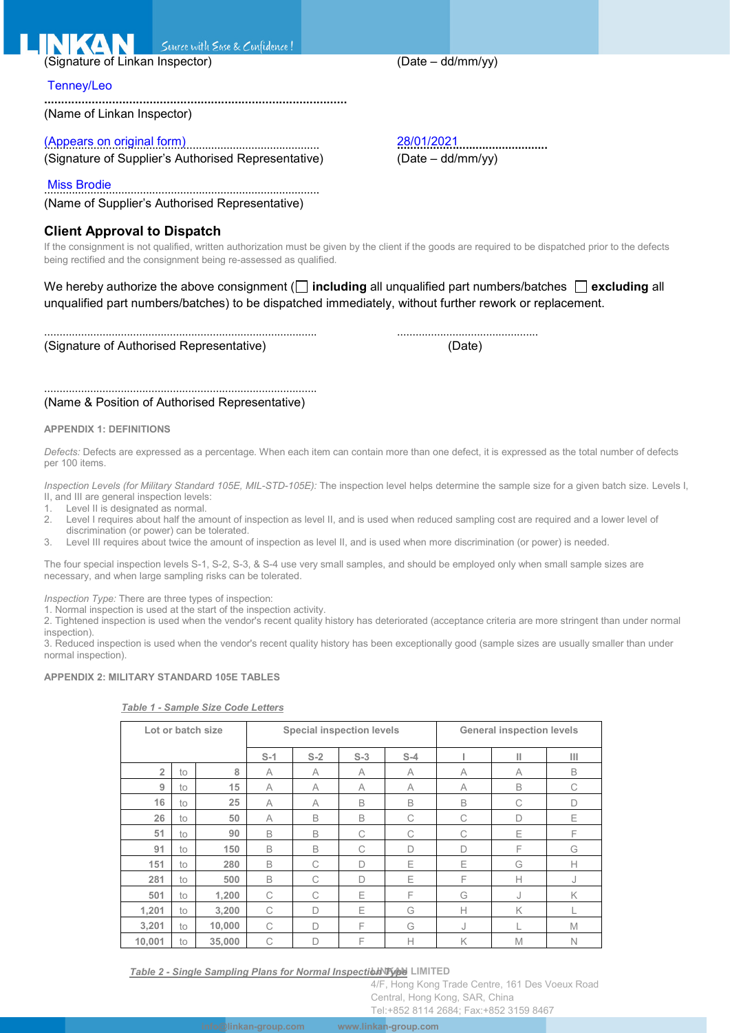(Signature of Linkan Inspector) (Date – dd/mm/yy)

Tenney/Leo
.........................................................................................
(Name of Linkan Inspector)

(Appears on original form)......................................... 28/01/2021..............................
(Signature of Supplier's Authorised Representative) (Date – dd/mm/yy)

Miss Brodie.......................................................................
(Name of Supplier's Authorised Representative)

## Client Approval to Dispatch

If the consignment is not qualified, written authorization must be given by the client if the goods are required to be dispatched prior to the defects being rectified and the consignment being re-assessed as qualified.

We hereby authorize the above consignment (☐ **including** all unqualified part numbers/batches ☐ **excluding** all unqualified part numbers/batches) to be dispatched immediately, without further rework or replacement.

......................................................................................... ..............................................
(Signature of Authorised Representative) (Date)

.........................................................................................
(Name & Position of Authorised Representative)

### APPENDIX 1: DEFINITIONS

*Defects:* Defects are expressed as a percentage. When each item can contain more than one defect, it is expressed as the total number of defects per 100 items.

*Inspection Levels (for Military Standard 105E, MIL-STD-105E):* The inspection level helps determine the sample size for a given batch size. Levels I, II, and III are general inspection levels:

1. Level II is designated as normal.
2. Level I requires about half the amount of inspection as level II, and is used when reduced sampling cost are required and a lower level of discrimination (or power) can be tolerated.
3. Level III requires about twice the amount of inspection as level II, and is used when more discrimination (or power) is needed.

The four special inspection levels S-1, S-2, S-3, & S-4 use very small samples, and should be employed only when small sample sizes are necessary, and when large sampling risks can be tolerated.

*Inspection Type:* There are three types of inspection:
1. Normal inspection is used at the start of the inspection activity.
2. Tightened inspection is used when the vendor's recent quality history has deteriorated (acceptance criteria are more stringent than under normal inspection).
3. Reduced inspection is used when the vendor's recent quality history has been exceptionally good (sample sizes are usually smaller than under normal inspection).

### APPENDIX 2: MILITARY STANDARD 105E TABLES

*Table 1 - Sample Size Code Letters*

| Lot or batch size | | | Special inspection levels | | | | General inspection levels | | |
|---|---|---|---|---|---|---|---|---|---|
| | | | S-1 | S-2 | S-3 | S-4 | I | II | III |
| 2 | to | 8 | A | A | A | A | A | A | B |
| 9 | to | 15 | A | A | A | A | A | B | C |
| 16 | to | 25 | A | A | B | B | B | C | D |
| 26 | to | 50 | A | B | B | C | C | D | E |
| 51 | to | 90 | B | B | C | C | C | E | F |
| 91 | to | 150 | B | B | C | D | D | F | G |
| 151 | to | 280 | B | C | D | E | E | G | H |
| 281 | to | 500 | B | C | D | E | F | H | J |
| 501 | to | 1,200 | C | C | E | F | G | J | K |
| 1,201 | to | 3,200 | C | D | E | G | H | K | L |
| 3,201 | to | 10,000 | C | D | F | G | J | L | M |
| 10,001 | to | 35,000 | C | D | F | H | K | M | N |

*Table 2 - Single Sampling Plans for Normal Inspection Type*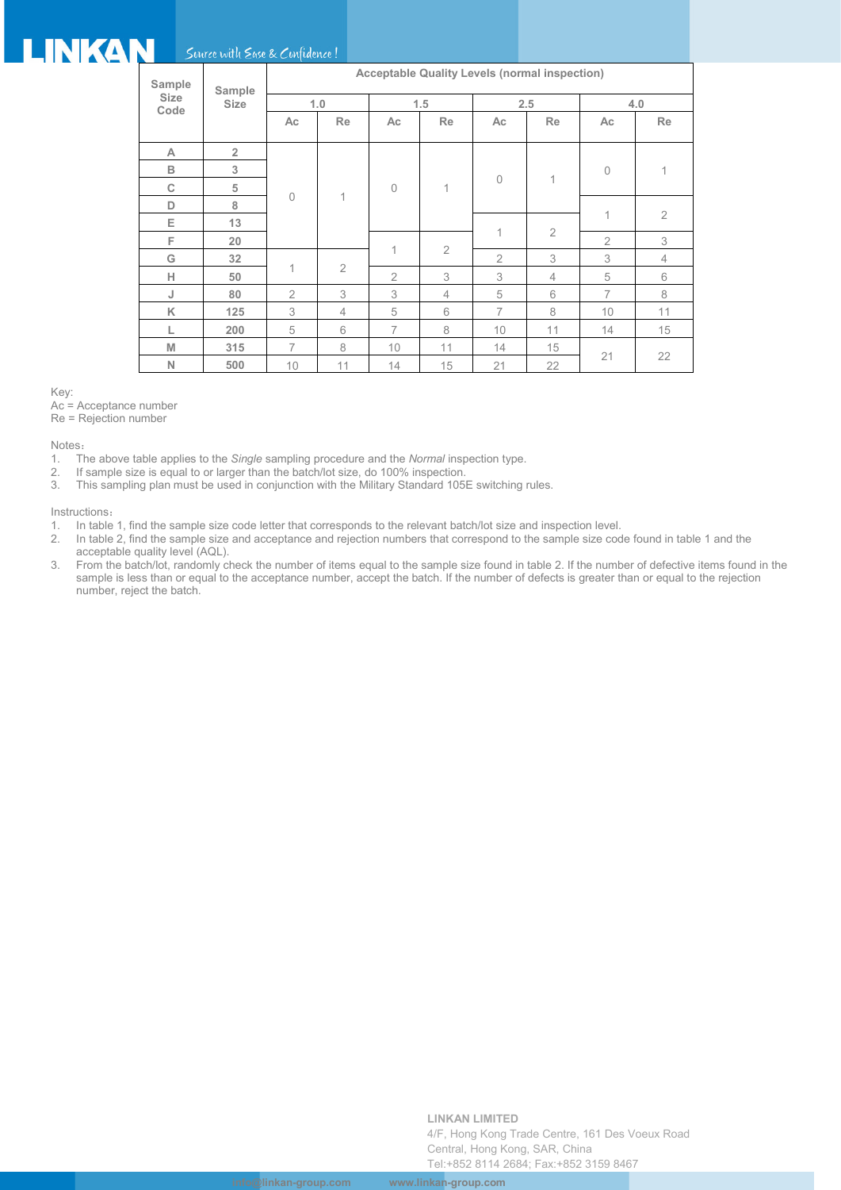| Sample Size Code | Sample Size | Acceptable Quality Levels (normal inspection) | | | | | | | |
|---|---|---|---|---|---|---|---|---|---|
| | | 1.0 | | 1.5 | | 2.5 | | 4.0 | |
| | | Ac | Re | Ac | Re | Ac | Re | Ac | Re |
| A | 2 | 0 | 1 | 0 | 1 | 0 | 1 | 0 | 1 |
| B | 3 | 0 | 1 | 0 | 1 | 0 | 1 | 0 | 1 |
| C | 5 | 0 | 1 | 0 | 1 | 0 | 1 | 0 | 1 |
| D | 8 | 0 | 1 | 0 | 1 | 0 | 1 | 1 | 2 |
| E | 13 | 0 | 1 | 0 | 1 | 1 | 2 | 1 | 2 |
| F | 20 | 0 | 1 | 1 | 2 | 1 | 2 | 2 | 3 |
| G | 32 | 1 | 2 | 1 | 2 | 2 | 3 | 3 | 4 |
| H | 50 | 1 | 2 | 2 | 3 | 3 | 4 | 5 | 6 |
| J | 80 | 2 | 3 | 3 | 4 | 5 | 6 | 7 | 8 |
| K | 125 | 3 | 4 | 5 | 6 | 7 | 8 | 10 | 11 |
| L | 200 | 5 | 6 | 7 | 8 | 10 | 11 | 14 | 15 |
| M | 315 | 7 | 8 | 10 | 11 | 14 | 15 | 21 | 22 |
| N | 500 | 10 | 11 | 14 | 15 | 21 | 22 | 21 | 22 |

Key:
Ac = Acceptance number
Re = Rejection number

Notes：
1. The above table applies to the *Single* sampling procedure and the *Normal* inspection type.
2. If sample size is equal to or larger than the batch/lot size, do 100% inspection.
3. This sampling plan must be used in conjunction with the Military Standard 105E switching rules.

Instructions：
1. In table 1, find the sample size code letter that corresponds to the relevant batch/lot size and inspection level.
2. In table 2, find the sample size and acceptance and rejection numbers that correspond to the sample size code found in table 1 and the acceptable quality level (AQL).
3. From the batch/lot, randomly check the number of items equal to the sample size found in table 2. If the number of defective items found in the sample is less than or equal to the acceptance number, accept the batch. If the number of defects is greater than or equal to the rejection number, reject the batch.